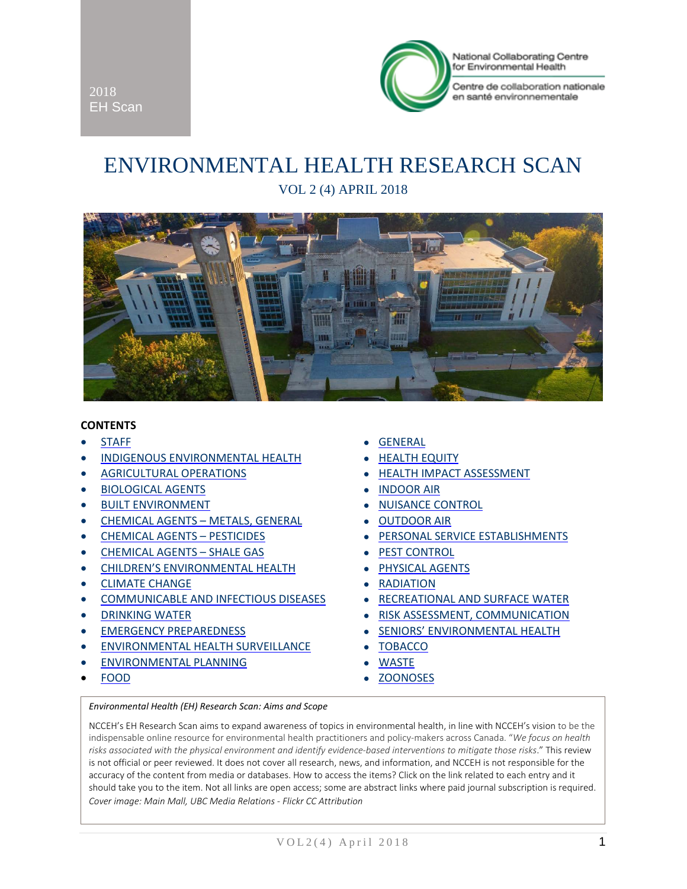2018
EH Scan

National Collaborating Centre for Environmental Health
Centre de collaboration nationale en santé environnementale

# ENVIRONMENTAL HEALTH RESEARCH SCAN

## VOL 2 (4) APRIL 2018

**CONTENTS**

- STAFF
- INDIGENOUS ENVIRONMENTAL HEALTH
- AGRICULTURAL OPERATIONS
- BIOLOGICAL AGENTS
- BUILT ENVIRONMENT
- CHEMICAL AGENTS – METALS, GENERAL
- CHEMICAL AGENTS – PESTICIDES
- CHEMICAL AGENTS – SHALE GAS
- CHILDREN'S ENVIRONMENTAL HEALTH
- CLIMATE CHANGE
- COMMUNICABLE AND INFECTIOUS DISEASES
- DRINKING WATER
- EMERGENCY PREPAREDNESS
- ENVIRONMENTAL HEALTH SURVEILLANCE
- ENVIRONMENTAL PLANNING
- FOOD
- GENERAL
- HEALTH EQUITY
- HEALTH IMPACT ASSESSMENT
- INDOOR AIR
- NUISANCE CONTROL
- OUTDOOR AIR
- PERSONAL SERVICE ESTABLISHMENTS
- PEST CONTROL
- PHYSICAL AGENTS
- RADIATION
- RECREATIONAL AND SURFACE WATER
- RISK ASSESSMENT, COMMUNICATION
- SENIORS' ENVIRONMENTAL HEALTH
- TOBACCO
- WASTE
- ZOONOSES

*Environmental Health (EH) Research Scan: Aims and Scope*

NCCEH's EH Research Scan aims to expand awareness of topics in environmental health, in line with NCCEH's vision to be the indispensable online resource for environmental health practitioners and policy-makers across Canada. "*We focus on health risks associated with the physical environment and identify evidence-based interventions to mitigate those risks*." This review is not official or peer reviewed. It does not cover all research, news, and information, and NCCEH is not responsible for the accuracy of the content from media or databases. How to access the items? Click on the link related to each entry and it should take you to the item. Not all links are open access; some are abstract links where paid journal subscription is required.

*Cover image: Main Mall, UBC Media Relations - Flickr CC Attribution*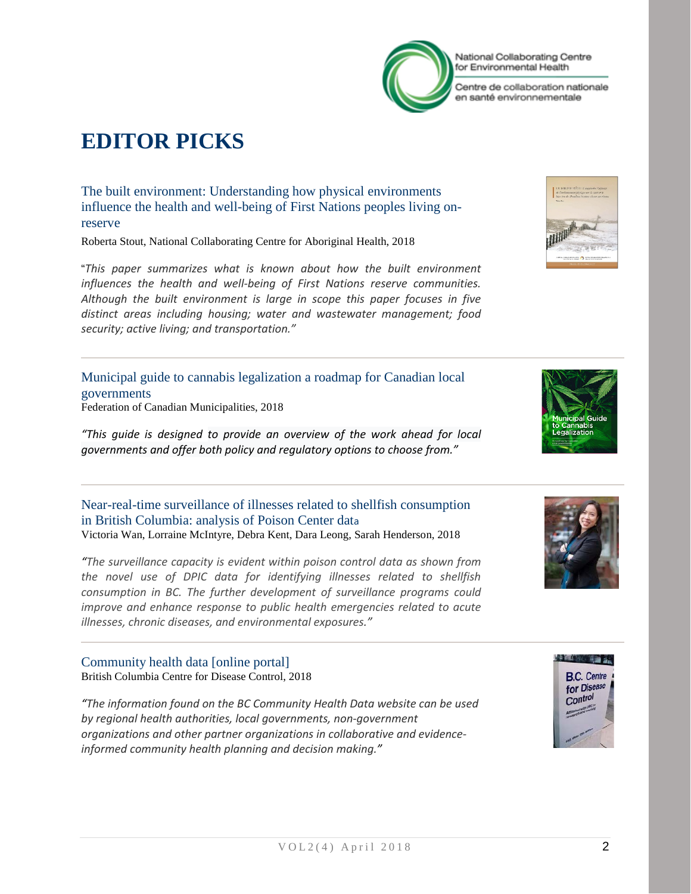# EDITOR PICKS

## The built environment: Understanding how physical environments influence the health and well-being of First Nations peoples living on-reserve

Roberta Stout, National Collaborating Centre for Aboriginal Health, 2018

*"This paper summarizes what is known about how the built environment influences the health and well-being of First Nations reserve communities. Although the built environment is large in scope this paper focuses in five distinct areas including housing; water and wastewater management; food security; active living; and transportation."*

---

## Municipal guide to cannabis legalization a roadmap for Canadian local governments

Federation of Canadian Municipalities, 2018

*"This guide is designed to provide an overview of the work ahead for local governments and offer both policy and regulatory options to choose from."*

---

## Near-real-time surveillance of illnesses related to shellfish consumption in British Columbia: analysis of Poison Center data

Victoria Wan, Lorraine McIntyre, Debra Kent, Dara Leong, Sarah Henderson, 2018

*"The surveillance capacity is evident within poison control data as shown from the novel use of DPIC data for identifying illnesses related to shellfish consumption in BC. The further development of surveillance programs could improve and enhance response to public health emergencies related to acute illnesses, chronic diseases, and environmental exposures."*

---

## Community health data [online portal]

British Columbia Centre for Disease Control, 2018

*"The information found on the BC Community Health Data website can be used by regional health authorities, local governments, non-government organizations and other partner organizations in collaborative and evidence-informed community health planning and decision making."*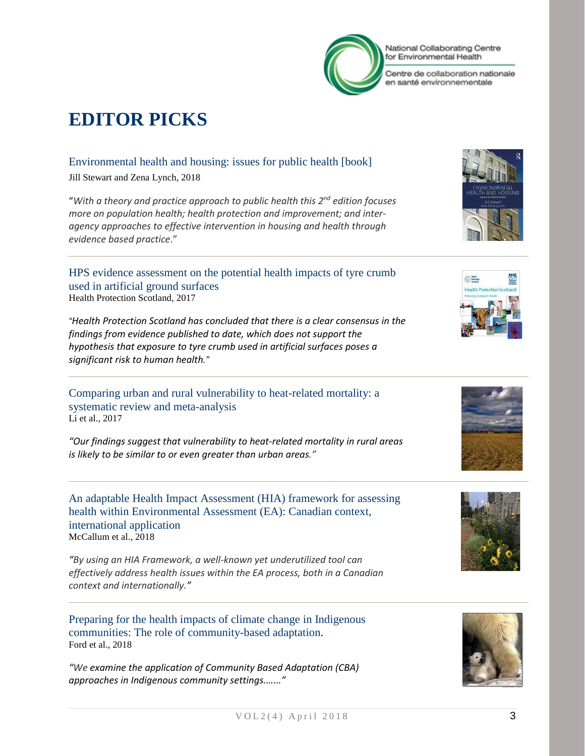# EDITOR PICKS

Environmental health and housing: issues for public health [book]

Jill Stewart and Zena Lynch, 2018

"*With a theory and practice approach to public health this 2nd edition focuses more on population health; health protection and improvement; and inter-agency approaches to effective intervention in housing and health through evidence based practice*."

---

HPS evidence assessment on the potential health impacts of tyre crumb used in artificial ground surfaces

Health Protection Scotland, 2017

"*Health Protection Scotland has concluded that there is a clear consensus in the findings from evidence published to date, which does not support the hypothesis that exposure to tyre crumb used in artificial surfaces poses a significant risk to human health.*"

---

Comparing urban and rural vulnerability to heat-related mortality: a systematic review and meta-analysis

Li et al., 2017

*"Our findings suggest that vulnerability to heat-related mortality in rural areas is likely to be similar to or even greater than urban areas."*

---

An adaptable Health Impact Assessment (HIA) framework for assessing health within Environmental Assessment (EA): Canadian context, international application

McCallum et al., 2018

*"By using an HIA Framework, a well-known yet underutilized tool can effectively address health issues within the EA process, both in a Canadian context and internationally."*

---

Preparing for the health impacts of climate change in Indigenous communities: The role of community-based adaptation.

Ford et al., 2018

*"We examine the application of Community Based Adaptation (CBA) approaches in Indigenous community settings……."*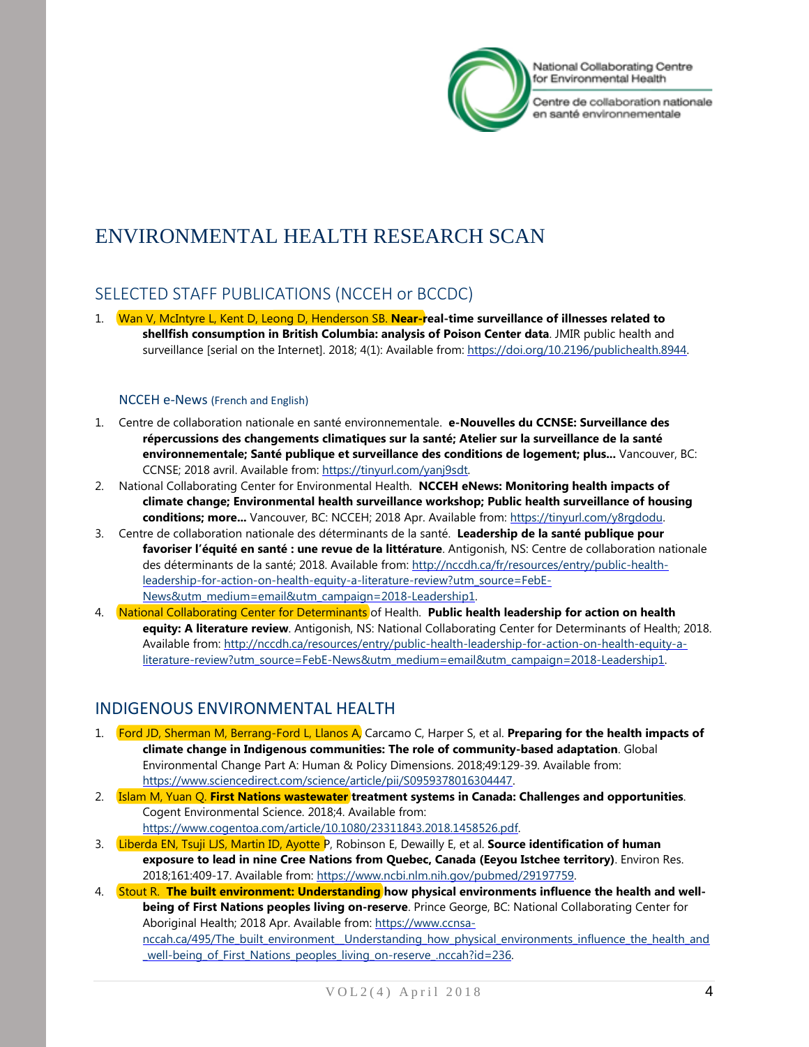# ENVIRONMENTAL HEALTH RESEARCH SCAN

## SELECTED STAFF PUBLICATIONS (NCCEH or BCCDC)

1. Wan V, McIntyre L, Kent D, Leong D, Henderson SB. **Near-real-time surveillance of illnesses related to shellfish consumption in British Columbia: analysis of Poison Center data**. JMIR public health and surveillance [serial on the Internet]. 2018; 4(1): Available from: https://doi.org/10.2196/publichealth.8944.

### NCCEH e-News (French and English)

1. Centre de collaboration nationale en santé environnementale. **e-Nouvelles du CCNSE: Surveillance des répercussions des changements climatiques sur la santé; Atelier sur la surveillance de la santé environnementale; Santé publique et surveillance des conditions de logement; plus...** Vancouver, BC: CCNSE; 2018 avril. Available from: https://tinyurl.com/yanj9sdt.
2. National Collaborating Center for Environmental Health. **NCCEH eNews: Monitoring health impacts of climate change; Environmental health surveillance workshop; Public health surveillance of housing conditions; more...** Vancouver, BC: NCCEH; 2018 Apr. Available from: https://tinyurl.com/y8rgdodu.
3. Centre de collaboration nationale des déterminants de la santé. **Leadership de la santé publique pour favoriser l'équité en santé : une revue de la littérature**. Antigonish, NS: Centre de collaboration nationale des déterminants de la santé; 2018. Available from: http://nccdh.ca/fr/resources/entry/public-health-leadership-for-action-on-health-equity-a-literature-review?utm_source=FebE-News&utm_medium=email&utm_campaign=2018-Leadership1.
4. National Collaborating Center for Determinants of Health. **Public health leadership for action on health equity: A literature review**. Antigonish, NS: National Collaborating Center for Determinants of Health; 2018. Available from: http://nccdh.ca/resources/entry/public-health-leadership-for-action-on-health-equity-a-literature-review?utm_source=FebE-News&utm_medium=email&utm_campaign=2018-Leadership1.

## INDIGENOUS ENVIRONMENTAL HEALTH

1. Ford JD, Sherman M, Berrang-Ford L, Llanos A, Carcamo C, Harper S, et al. **Preparing for the health impacts of climate change in Indigenous communities: The role of community-based adaptation**. Global Environmental Change Part A: Human & Policy Dimensions. 2018;49:129-39. Available from: https://www.sciencedirect.com/science/article/pii/S0959378016304447.
2. Islam M, Yuan Q. **First Nations wastewater treatment systems in Canada: Challenges and opportunities**. Cogent Environmental Science. 2018;4. Available from: https://www.cogentoa.com/article/10.1080/23311843.2018.1458526.pdf.
3. Liberda EN, Tsuji LJS, Martin ID, Ayotte P, Robinson E, Dewailly E, et al. **Source identification of human exposure to lead in nine Cree Nations from Quebec, Canada (Eeyou Istchee territory)**. Environ Res. 2018;161:409-17. Available from: https://www.ncbi.nlm.nih.gov/pubmed/29197759.
4. Stout R. **The built environment: Understanding how physical environments influence the health and well-being of First Nations peoples living on-reserve**. Prince George, BC: National Collaborating Center for Aboriginal Health; 2018 Apr. Available from: https://www.ccnsa-nccah.ca/495/The_built_environment__Understanding_how_physical_environments_influence_the_health_and_well-being_of_First_Nations_peoples_living_on-reserve_.nccah?id=236.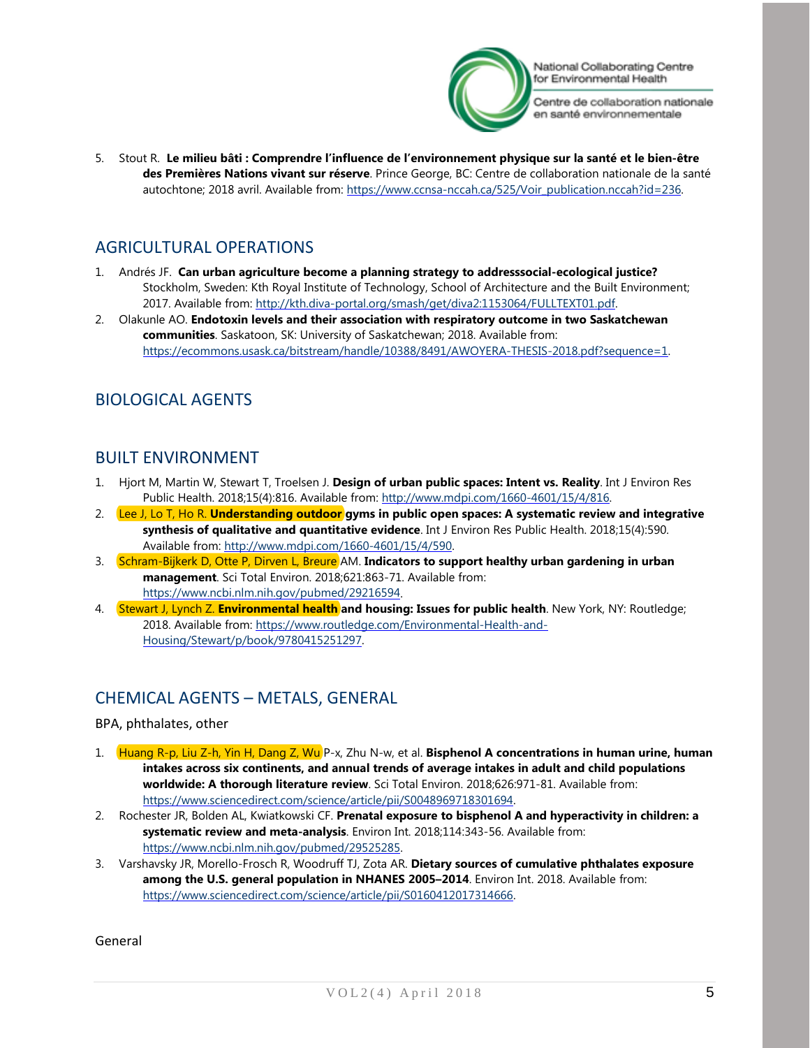5. Stout R. **Le milieu bâti : Comprendre l'influence de l'environnement physique sur la santé et le bien-être des Premières Nations vivant sur réserve**. Prince George, BC: Centre de collaboration nationale de la santé autochtone; 2018 avril. Available from: https://www.ccnsa-nccah.ca/525/Voir_publication.nccah?id=236.

## AGRICULTURAL OPERATIONS

1. Andrés JF. **Can urban agriculture become a planning strategy to addresssocial-ecological justice?** Stockholm, Sweden: Kth Royal Institute of Technology, School of Architecture and the Built Environment; 2017. Available from: http://kth.diva-portal.org/smash/get/diva2:1153064/FULLTEXT01.pdf.
2. Olakunle AO. **Endotoxin levels and their association with respiratory outcome in two Saskatchewan communities**. Saskatoon, SK: University of Saskatchewan; 2018. Available from: https://ecommons.usask.ca/bitstream/handle/10388/8491/AWOYERA-THESIS-2018.pdf?sequence=1.

## BIOLOGICAL AGENTS

## BUILT ENVIRONMENT

1. Hjort M, Martin W, Stewart T, Troelsen J. **Design of urban public spaces: Intent vs. Reality**. Int J Environ Res Public Health. 2018;15(4):816. Available from: http://www.mdpi.com/1660-4601/15/4/816.
2. Lee J, Lo T, Ho R. **Understanding outdoor gyms in public open spaces: A systematic review and integrative synthesis of qualitative and quantitative evidence**. Int J Environ Res Public Health. 2018;15(4):590. Available from: http://www.mdpi.com/1660-4601/15/4/590.
3. Schram-Bijkerk D, Otte P, Dirven L, Breure AM. **Indicators to support healthy urban gardening in urban management**. Sci Total Environ. 2018;621:863-71. Available from: https://www.ncbi.nlm.nih.gov/pubmed/29216594.
4. Stewart J, Lynch Z. **Environmental health and housing: Issues for public health**. New York, NY: Routledge; 2018. Available from: https://www.routledge.com/Environmental-Health-and-Housing/Stewart/p/book/9780415251297.

## CHEMICAL AGENTS – METALS, GENERAL

BPA, phthalates, other

1. Huang R-p, Liu Z-h, Yin H, Dang Z, Wu P-x, Zhu N-w, et al. **Bisphenol A concentrations in human urine, human intakes across six continents, and annual trends of average intakes in adult and child populations worldwide: A thorough literature review**. Sci Total Environ. 2018;626:971-81. Available from: https://www.sciencedirect.com/science/article/pii/S0048969718301694.
2. Rochester JR, Bolden AL, Kwiatkowski CF. **Prenatal exposure to bisphenol A and hyperactivity in children: a systematic review and meta-analysis**. Environ Int. 2018;114:343-56. Available from: https://www.ncbi.nlm.nih.gov/pubmed/29525285.
3. Varshavsky JR, Morello-Frosch R, Woodruff TJ, Zota AR. **Dietary sources of cumulative phthalates exposure among the U.S. general population in NHANES 2005–2014**. Environ Int. 2018. Available from: https://www.sciencedirect.com/science/article/pii/S0160412017314666.

General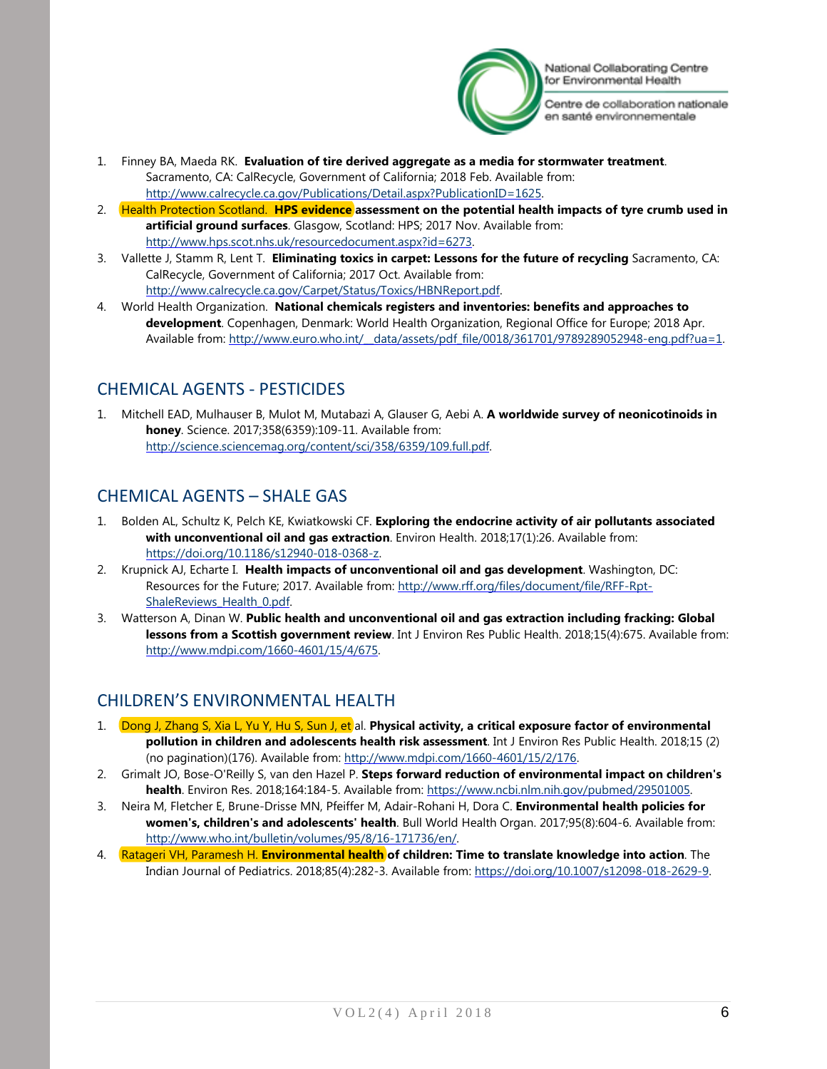1. Finney BA, Maeda RK. **Evaluation of tire derived aggregate as a media for stormwater treatment**. Sacramento, CA: CalRecycle, Government of California; 2018 Feb. Available from: http://www.calrecycle.ca.gov/Publications/Detail.aspx?PublicationID=1625.
2. Health Protection Scotland. **HPS evidence assessment on the potential health impacts of tyre crumb used in artificial ground surfaces**. Glasgow, Scotland: HPS; 2017 Nov. Available from: http://www.hps.scot.nhs.uk/resourcedocument.aspx?id=6273.
3. Vallette J, Stamm R, Lent T. **Eliminating toxics in carpet: Lessons for the future of recycling** Sacramento, CA: CalRecycle, Government of California; 2017 Oct. Available from: http://www.calrecycle.ca.gov/Carpet/Status/Toxics/HBNReport.pdf.
4. World Health Organization. **National chemicals registers and inventories: benefits and approaches to development**. Copenhagen, Denmark: World Health Organization, Regional Office for Europe; 2018 Apr. Available from: http://www.euro.who.int/__data/assets/pdf_file/0018/361701/9789289052948-eng.pdf?ua=1.

## CHEMICAL AGENTS - PESTICIDES

1. Mitchell EAD, Mulhauser B, Mulot M, Mutabazi A, Glauser G, Aebi A. **A worldwide survey of neonicotinoids in honey**. Science. 2017;358(6359):109-11. Available from: http://science.sciencemag.org/content/sci/358/6359/109.full.pdf.

## CHEMICAL AGENTS – SHALE GAS

1. Bolden AL, Schultz K, Pelch KE, Kwiatkowski CF. **Exploring the endocrine activity of air pollutants associated with unconventional oil and gas extraction**. Environ Health. 2018;17(1):26. Available from: https://doi.org/10.1186/s12940-018-0368-z.
2. Krupnick AJ, Echarte I. **Health impacts of unconventional oil and gas development**. Washington, DC: Resources for the Future; 2017. Available from: http://www.rff.org/files/document/file/RFF-Rpt-ShaleReviews_Health_0.pdf.
3. Watterson A, Dinan W. **Public health and unconventional oil and gas extraction including fracking: Global lessons from a Scottish government review**. Int J Environ Res Public Health. 2018;15(4):675. Available from: http://www.mdpi.com/1660-4601/15/4/675.

## CHILDREN'S ENVIRONMENTAL HEALTH

1. Dong J, Zhang S, Xia L, Yu Y, Hu S, Sun J, et al. **Physical activity, a critical exposure factor of environmental pollution in children and adolescents health risk assessment**. Int J Environ Res Public Health. 2018;15 (2) (no pagination)(176). Available from: http://www.mdpi.com/1660-4601/15/2/176.
2. Grimalt JO, Bose-O'Reilly S, van den Hazel P. **Steps forward reduction of environmental impact on children's health**. Environ Res. 2018;164:184-5. Available from: https://www.ncbi.nlm.nih.gov/pubmed/29501005.
3. Neira M, Fletcher E, Brune-Drisse MN, Pfeiffer M, Adair-Rohani H, Dora C. **Environmental health policies for women's, children's and adolescents' health**. Bull World Health Organ. 2017;95(8):604-6. Available from: http://www.who.int/bulletin/volumes/95/8/16-171736/en/.
4. Ratageri VH, Paramesh H. **Environmental health of children: Time to translate knowledge into action**. The Indian Journal of Pediatrics. 2018;85(4):282-3. Available from: https://doi.org/10.1007/s12098-018-2629-9.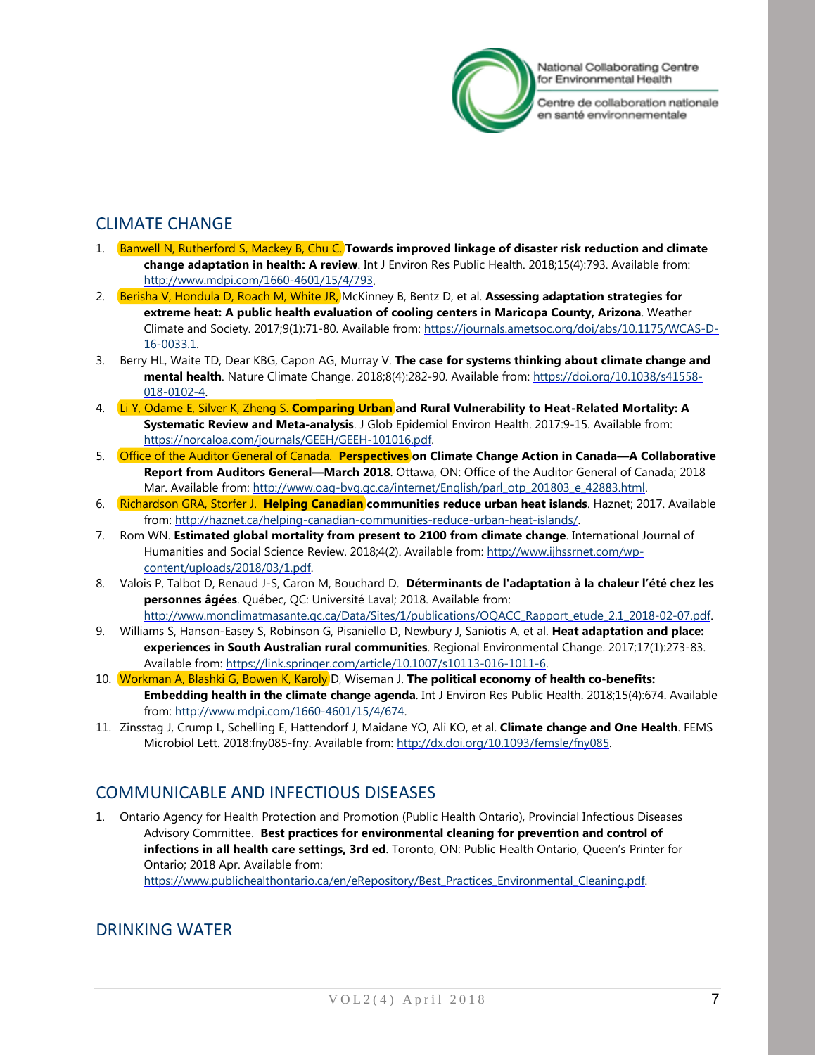## CLIMATE CHANGE

1. Banwell N, Rutherford S, Mackey B, Chu C. **Towards improved linkage of disaster risk reduction and climate change adaptation in health: A review**. Int J Environ Res Public Health. 2018;15(4):793. Available from: http://www.mdpi.com/1660-4601/15/4/793.
2. Berisha V, Hondula D, Roach M, White JR, McKinney B, Bentz D, et al. **Assessing adaptation strategies for extreme heat: A public health evaluation of cooling centers in Maricopa County, Arizona**. Weather Climate and Society. 2017;9(1):71-80. Available from: https://journals.ametsoc.org/doi/abs/10.1175/WCAS-D-16-0033.1.
3. Berry HL, Waite TD, Dear KBG, Capon AG, Murray V. **The case for systems thinking about climate change and mental health**. Nature Climate Change. 2018;8(4):282-90. Available from: https://doi.org/10.1038/s41558-018-0102-4.
4. Li Y, Odame E, Silver K, Zheng S. **Comparing Urban and Rural Vulnerability to Heat-Related Mortality: A Systematic Review and Meta-analysis**. J Glob Epidemiol Environ Health. 2017:9-15. Available from: https://norcaloa.com/journals/GEEH/GEEH-101016.pdf.
5. Office of the Auditor General of Canada. **Perspectives on Climate Change Action in Canada—A Collaborative Report from Auditors General—March 2018**. Ottawa, ON: Office of the Auditor General of Canada; 2018 Mar. Available from: http://www.oag-bvg.gc.ca/internet/English/parl_otp_201803_e_42883.html.
6. Richardson GRA, Storfer J. **Helping Canadian communities reduce urban heat islands**. Haznet; 2017. Available from: http://haznet.ca/helping-canadian-communities-reduce-urban-heat-islands/.
7. Rom WN. **Estimated global mortality from present to 2100 from climate change**. International Journal of Humanities and Social Science Review. 2018;4(2). Available from: http://www.ijhssrnet.com/wp-content/uploads/2018/03/1.pdf.
8. Valois P, Talbot D, Renaud J-S, Caron M, Bouchard D. **Déterminants de l'adaptation à la chaleur l'été chez les personnes âgées**. Québec, QC: Université Laval; 2018. Available from: http://www.monclimatmasante.qc.ca/Data/Sites/1/publications/OQACC_Rapport_etude_2.1_2018-02-07.pdf.
9. Williams S, Hanson-Easey S, Robinson G, Pisaniello D, Newbury J, Saniotis A, et al. **Heat adaptation and place: experiences in South Australian rural communities**. Regional Environmental Change. 2017;17(1):273-83. Available from: https://link.springer.com/article/10.1007/s10113-016-1011-6.
10. Workman A, Blashki G, Bowen K, Karoly D, Wiseman J. **The political economy of health co-benefits: Embedding health in the climate change agenda**. Int J Environ Res Public Health. 2018;15(4):674. Available from: http://www.mdpi.com/1660-4601/15/4/674.
11. Zinsstag J, Crump L, Schelling E, Hattendorf J, Maidane YO, Ali KO, et al. **Climate change and One Health**. FEMS Microbiol Lett. 2018:fny085-fny. Available from: http://dx.doi.org/10.1093/femsle/fny085.

## COMMUNICABLE AND INFECTIOUS DISEASES

1. Ontario Agency for Health Protection and Promotion (Public Health Ontario), Provincial Infectious Diseases Advisory Committee. **Best practices for environmental cleaning for prevention and control of infections in all health care settings, 3rd ed**. Toronto, ON: Public Health Ontario, Queen's Printer for Ontario; 2018 Apr. Available from: https://www.publichealthontario.ca/en/eRepository/Best_Practices_Environmental_Cleaning.pdf.

## DRINKING WATER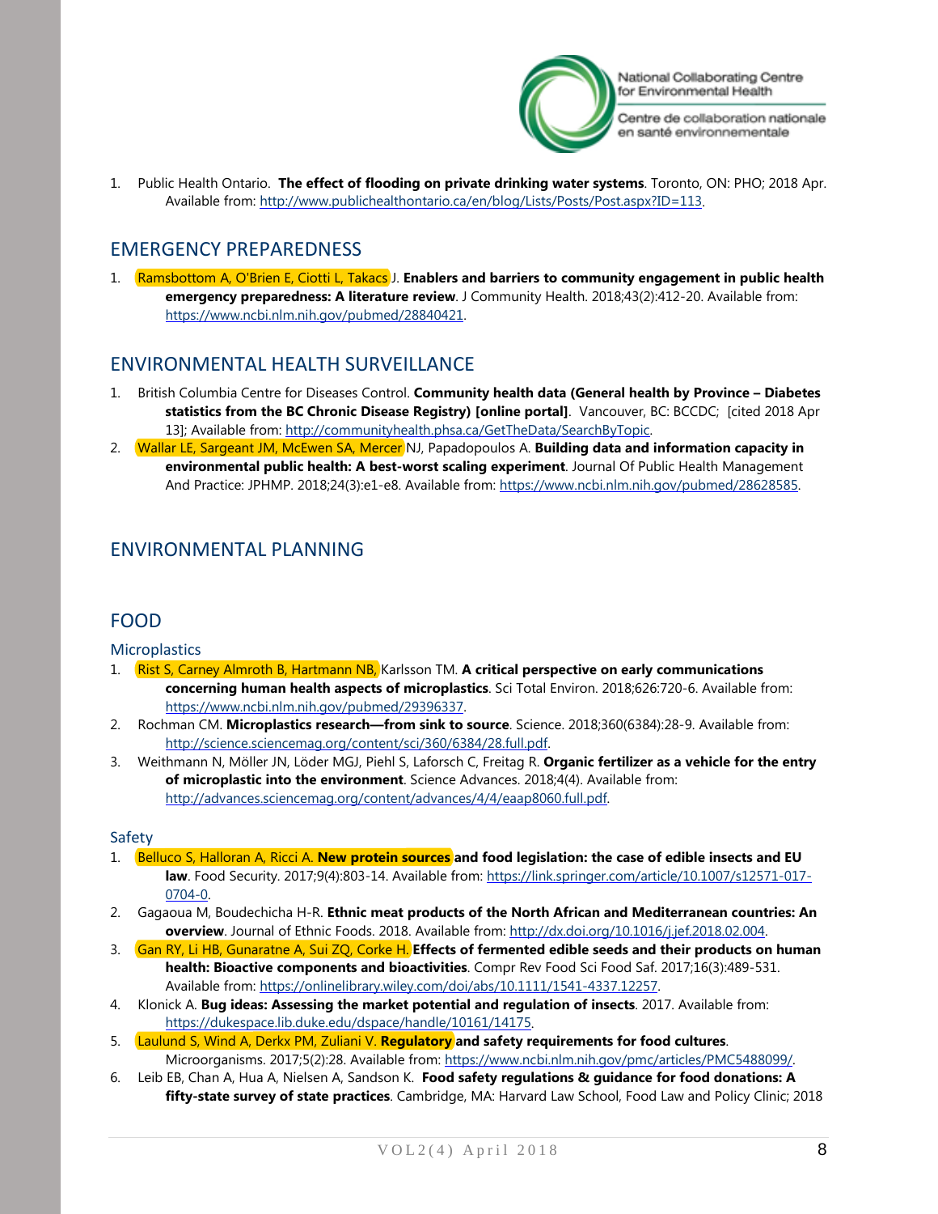1. Public Health Ontario. **The effect of flooding on private drinking water systems**. Toronto, ON: PHO; 2018 Apr. Available from: http://www.publichealthontario.ca/en/blog/Lists/Posts/Post.aspx?ID=113.

## EMERGENCY PREPAREDNESS

1. Ramsbottom A, O'Brien E, Ciotti L, Takacs J. **Enablers and barriers to community engagement in public health emergency preparedness: A literature review**. J Community Health. 2018;43(2):412-20. Available from: https://www.ncbi.nlm.nih.gov/pubmed/28840421.

## ENVIRONMENTAL HEALTH SURVEILLANCE

1. British Columbia Centre for Diseases Control. **Community health data (General health by Province – Diabetes statistics from the BC Chronic Disease Registry) [online portal]**. Vancouver, BC: BCCDC; [cited 2018 Apr 13]; Available from: http://communityhealth.phsa.ca/GetTheData/SearchByTopic.
2. Wallar LE, Sargeant JM, McEwen SA, Mercer NJ, Papadopoulos A. **Building data and information capacity in environmental public health: A best-worst scaling experiment**. Journal Of Public Health Management And Practice: JPHMP. 2018;24(3):e1-e8. Available from: https://www.ncbi.nlm.nih.gov/pubmed/28628585.

## ENVIRONMENTAL PLANNING

## FOOD

### Microplastics

1. Rist S, Carney Almroth B, Hartmann NB, Karlsson TM. **A critical perspective on early communications concerning human health aspects of microplastics**. Sci Total Environ. 2018;626:720-6. Available from: https://www.ncbi.nlm.nih.gov/pubmed/29396337.
2. Rochman CM. **Microplastics research—from sink to source**. Science. 2018;360(6384):28-9. Available from: http://science.sciencemag.org/content/sci/360/6384/28.full.pdf.
3. Weithmann N, Möller JN, Löder MGJ, Piehl S, Laforsch C, Freitag R. **Organic fertilizer as a vehicle for the entry of microplastic into the environment**. Science Advances. 2018;4(4). Available from: http://advances.sciencemag.org/content/advances/4/4/eaap8060.full.pdf.

### Safety

1. Belluco S, Halloran A, Ricci A. **New protein sources and food legislation: the case of edible insects and EU law**. Food Security. 2017;9(4):803-14. Available from: https://link.springer.com/article/10.1007/s12571-017-0704-0.
2. Gagaoua M, Boudechicha H-R. **Ethnic meat products of the North African and Mediterranean countries: An overview**. Journal of Ethnic Foods. 2018. Available from: http://dx.doi.org/10.1016/j.jef.2018.02.004.
3. Gan RY, Li HB, Gunaratne A, Sui ZQ, Corke H. **Effects of fermented edible seeds and their products on human health: Bioactive components and bioactivities**. Compr Rev Food Sci Food Saf. 2017;16(3):489-531. Available from: https://onlinelibrary.wiley.com/doi/abs/10.1111/1541-4337.12257.
4. Klonick A. **Bug ideas: Assessing the market potential and regulation of insects**. 2017. Available from: https://dukespace.lib.duke.edu/dspace/handle/10161/14175.
5. Laulund S, Wind A, Derkx PM, Zuliani V. **Regulatory and safety requirements for food cultures**. Microorganisms. 2017;5(2):28. Available from: https://www.ncbi.nlm.nih.gov/pmc/articles/PMC5488099/.
6. Leib EB, Chan A, Hua A, Nielsen A, Sandson K. **Food safety regulations & guidance for food donations: A fifty-state survey of state practices**. Cambridge, MA: Harvard Law School, Food Law and Policy Clinic; 2018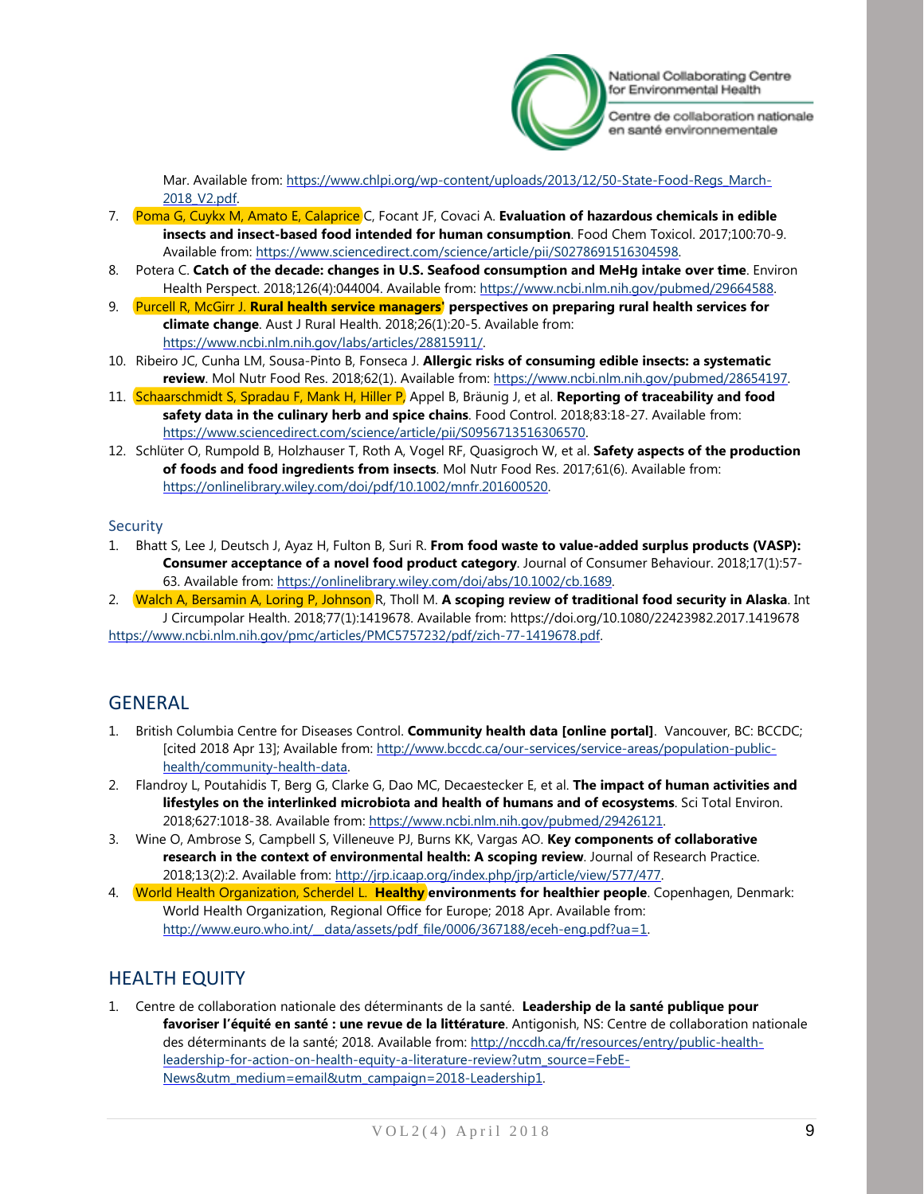Mar. Available from: https://www.chlpi.org/wp-content/uploads/2013/12/50-State-Food-Regs_March-2018_V2.pdf.

7. Poma G, Cuykx M, Amato E, Calaprice C, Focant JF, Covaci A. **Evaluation of hazardous chemicals in edible insects and insect-based food intended for human consumption**. Food Chem Toxicol. 2017;100:70-9. Available from: https://www.sciencedirect.com/science/article/pii/S0278691516304598.
8. Potera C. **Catch of the decade: changes in U.S. Seafood consumption and MeHg intake over time**. Environ Health Perspect. 2018;126(4):044004. Available from: https://www.ncbi.nlm.nih.gov/pubmed/29664588.
9. Purcell R, McGirr J. **Rural health service managers' perspectives on preparing rural health services for climate change**. Aust J Rural Health. 2018;26(1):20-5. Available from: https://www.ncbi.nlm.nih.gov/labs/articles/28815911/.
10. Ribeiro JC, Cunha LM, Sousa-Pinto B, Fonseca J. **Allergic risks of consuming edible insects: a systematic review**. Mol Nutr Food Res. 2018;62(1). Available from: https://www.ncbi.nlm.nih.gov/pubmed/28654197.
11. Schaarschmidt S, Spradau F, Mank H, Hiller P, Appel B, Bräunig J, et al. **Reporting of traceability and food safety data in the culinary herb and spice chains**. Food Control. 2018;83:18-27. Available from: https://www.sciencedirect.com/science/article/pii/S0956713516306570.
12. Schlüter O, Rumpold B, Holzhauser T, Roth A, Vogel RF, Quasigroch W, et al. **Safety aspects of the production of foods and food ingredients from insects**. Mol Nutr Food Res. 2017;61(6). Available from: https://onlinelibrary.wiley.com/doi/pdf/10.1002/mnfr.201600520.

### Security

1. Bhatt S, Lee J, Deutsch J, Ayaz H, Fulton B, Suri R. **From food waste to value-added surplus products (VASP): Consumer acceptance of a novel food product category**. Journal of Consumer Behaviour. 2018;17(1):57-63. Available from: https://onlinelibrary.wiley.com/doi/abs/10.1002/cb.1689.
2. Walch A, Bersamin A, Loring P, Johnson R, Tholl M. **A scoping review of traditional food security in Alaska**. Int J Circumpolar Health. 2018;77(1):1419678. Available from: https://doi.org/10.1080/22423982.2017.1419678 https://www.ncbi.nlm.nih.gov/pmc/articles/PMC5757232/pdf/zich-77-1419678.pdf.

## GENERAL

1. British Columbia Centre for Diseases Control. **Community health data [online portal]**. Vancouver, BC: BCCDC; [cited 2018 Apr 13]; Available from: http://www.bccdc.ca/our-services/service-areas/population-public-health/community-health-data.
2. Flandroy L, Poutahidis T, Berg G, Clarke G, Dao MC, Decaestecker E, et al. **The impact of human activities and lifestyles on the interlinked microbiota and health of humans and of ecosystems**. Sci Total Environ. 2018;627:1018-38. Available from: https://www.ncbi.nlm.nih.gov/pubmed/29426121.
3. Wine O, Ambrose S, Campbell S, Villeneuve PJ, Burns KK, Vargas AO. **Key components of collaborative research in the context of environmental health: A scoping review**. Journal of Research Practice. 2018;13(2):2. Available from: http://jrp.icaap.org/index.php/jrp/article/view/577/477.
4. World Health Organization, Scherdel L. **Healthy environments for healthier people**. Copenhagen, Denmark: World Health Organization, Regional Office for Europe; 2018 Apr. Available from: http://www.euro.who.int/__data/assets/pdf_file/0006/367188/eceh-eng.pdf?ua=1.

## HEALTH EQUITY

1. Centre de collaboration nationale des déterminants de la santé. **Leadership de la santé publique pour favoriser l'équité en santé : une revue de la littérature**. Antigonish, NS: Centre de collaboration nationale des déterminants de la santé; 2018. Available from: http://nccdh.ca/fr/resources/entry/public-health-leadership-for-action-on-health-equity-a-literature-review?utm_source=FebE-News&utm_medium=email&utm_campaign=2018-Leadership1.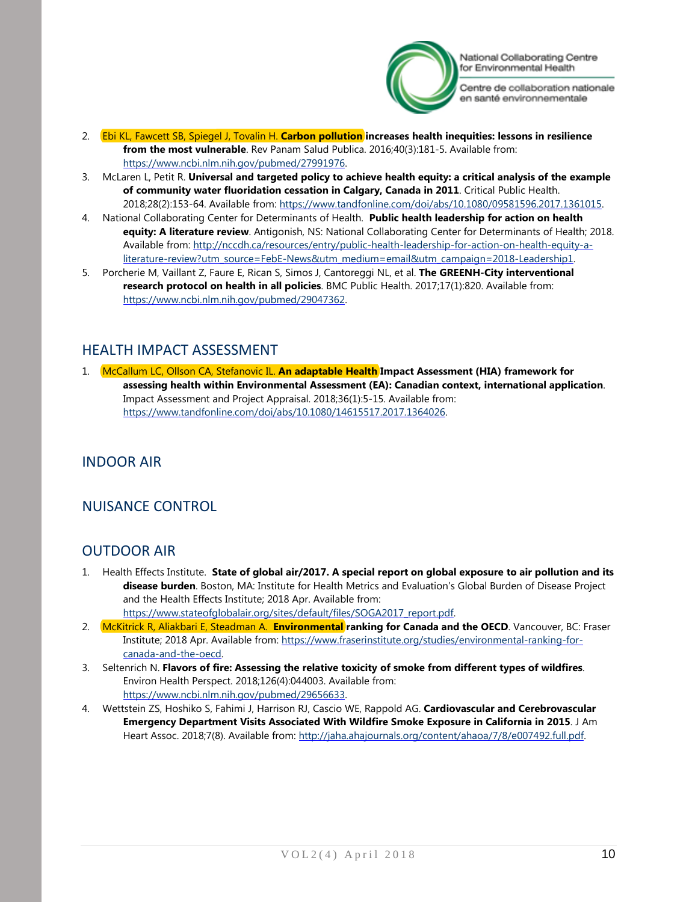2. Ebi KL, Fawcett SB, Spiegel J, Tovalin H. **Carbon pollution increases health inequities: lessons in resilience from the most vulnerable**. Rev Panam Salud Publica. 2016;40(3):181-5. Available from: https://www.ncbi.nlm.nih.gov/pubmed/27991976.
3. McLaren L, Petit R. **Universal and targeted policy to achieve health equity: a critical analysis of the example of community water fluoridation cessation in Calgary, Canada in 2011**. Critical Public Health. 2018;28(2):153-64. Available from: https://www.tandfonline.com/doi/abs/10.1080/09581596.2017.1361015.
4. National Collaborating Center for Determinants of Health. **Public health leadership for action on health equity: A literature review**. Antigonish, NS: National Collaborating Center for Determinants of Health; 2018. Available from: http://nccdh.ca/resources/entry/public-health-leadership-for-action-on-health-equity-a-literature-review?utm_source=FebE-News&utm_medium=email&utm_campaign=2018-Leadership1.
5. Porcherie M, Vaillant Z, Faure E, Rican S, Simos J, Cantoreggi NL, et al. **The GREENH-City interventional research protocol on health in all policies**. BMC Public Health. 2017;17(1):820. Available from: https://www.ncbi.nlm.nih.gov/pubmed/29047362.

## HEALTH IMPACT ASSESSMENT

1. McCallum LC, Ollson CA, Stefanovic IL. **An adaptable Health Impact Assessment (HIA) framework for assessing health within Environmental Assessment (EA): Canadian context, international application**. Impact Assessment and Project Appraisal. 2018;36(1):5-15. Available from: https://www.tandfonline.com/doi/abs/10.1080/14615517.2017.1364026.

## INDOOR AIR

## NUISANCE CONTROL

## OUTDOOR AIR

1. Health Effects Institute. **State of global air/2017. A special report on global exposure to air pollution and its disease burden**. Boston, MA: Institute for Health Metrics and Evaluation's Global Burden of Disease Project and the Health Effects Institute; 2018 Apr. Available from: https://www.stateofglobalair.org/sites/default/files/SOGA2017_report.pdf.
2. McKitrick R, Aliakbari E, Steadman A. **Environmental ranking for Canada and the OECD**. Vancouver, BC: Fraser Institute; 2018 Apr. Available from: https://www.fraserinstitute.org/studies/environmental-ranking-for-canada-and-the-oecd.
3. Seltenrich N. **Flavors of fire: Assessing the relative toxicity of smoke from different types of wildfires**. Environ Health Perspect. 2018;126(4):044003. Available from: https://www.ncbi.nlm.nih.gov/pubmed/29656633.
4. Wettstein ZS, Hoshiko S, Fahimi J, Harrison RJ, Cascio WE, Rappold AG. **Cardiovascular and Cerebrovascular Emergency Department Visits Associated With Wildfire Smoke Exposure in California in 2015**. J Am Heart Assoc. 2018;7(8). Available from: http://jaha.ahajournals.org/content/ahaoa/7/8/e007492.full.pdf.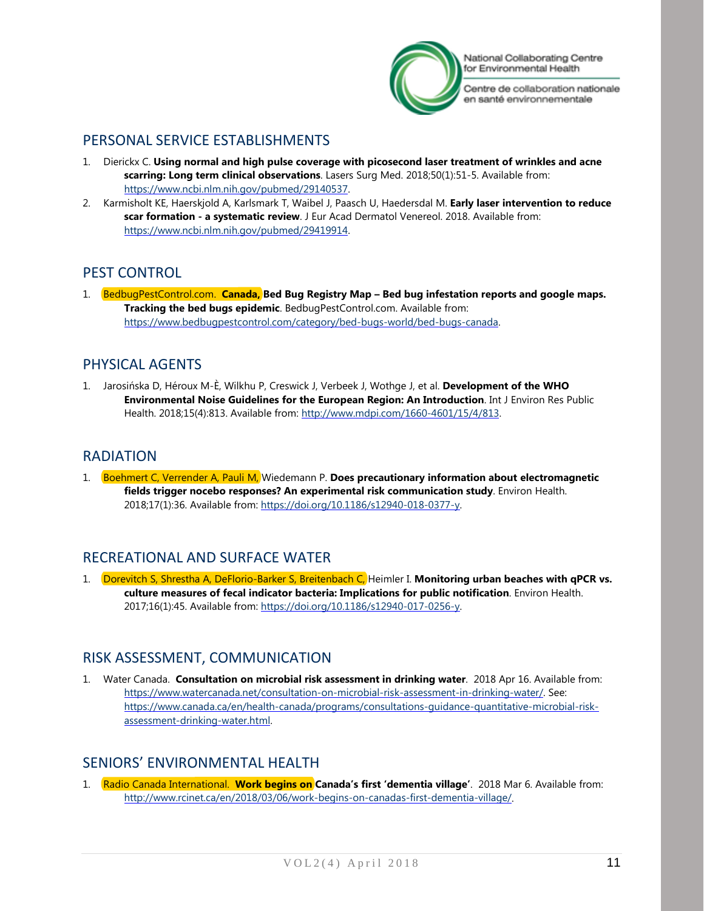## PERSONAL SERVICE ESTABLISHMENTS

1. Dierickx C. **Using normal and high pulse coverage with picosecond laser treatment of wrinkles and acne scarring: Long term clinical observations**. Lasers Surg Med. 2018;50(1):51-5. Available from: https://www.ncbi.nlm.nih.gov/pubmed/29140537.
2. Karmisholt KE, Haerskjold A, Karlsmark T, Waibel J, Paasch U, Haedersdal M. **Early laser intervention to reduce scar formation - a systematic review**. J Eur Acad Dermatol Venereol. 2018. Available from: https://www.ncbi.nlm.nih.gov/pubmed/29419914.

## PEST CONTROL

1. BedbugPestControl.com. **Canada, Bed Bug Registry Map – Bed bug infestation reports and google maps. Tracking the bed bugs epidemic**. BedbugPestControl.com. Available from: https://www.bedbugpestcontrol.com/category/bed-bugs-world/bed-bugs-canada.

## PHYSICAL AGENTS

1. Jarosińska D, Héroux M-È, Wilkhu P, Creswick J, Verbeek J, Wothge J, et al. **Development of the WHO Environmental Noise Guidelines for the European Region: An Introduction**. Int J Environ Res Public Health. 2018;15(4):813. Available from: http://www.mdpi.com/1660-4601/15/4/813.

## RADIATION

1. Boehmert C, Verrender A, Pauli M, Wiedemann P. **Does precautionary information about electromagnetic fields trigger nocebo responses? An experimental risk communication study**. Environ Health. 2018;17(1):36. Available from: https://doi.org/10.1186/s12940-018-0377-y.

## RECREATIONAL AND SURFACE WATER

1. Dorevitch S, Shrestha A, DeFlorio-Barker S, Breitenbach C, Heimler I. **Monitoring urban beaches with qPCR vs. culture measures of fecal indicator bacteria: Implications for public notification**. Environ Health. 2017;16(1):45. Available from: https://doi.org/10.1186/s12940-017-0256-y.

## RISK ASSESSMENT, COMMUNICATION

1. Water Canada. **Consultation on microbial risk assessment in drinking water**. 2018 Apr 16. Available from: https://www.watercanada.net/consultation-on-microbial-risk-assessment-in-drinking-water/. See: https://www.canada.ca/en/health-canada/programs/consultations-guidance-quantitative-microbial-risk-assessment-drinking-water.html.

## SENIORS' ENVIRONMENTAL HEALTH

1. Radio Canada International. **Work begins on Canada's first 'dementia village'**. 2018 Mar 6. Available from: http://www.rcinet.ca/en/2018/03/06/work-begins-on-canadas-first-dementia-village/.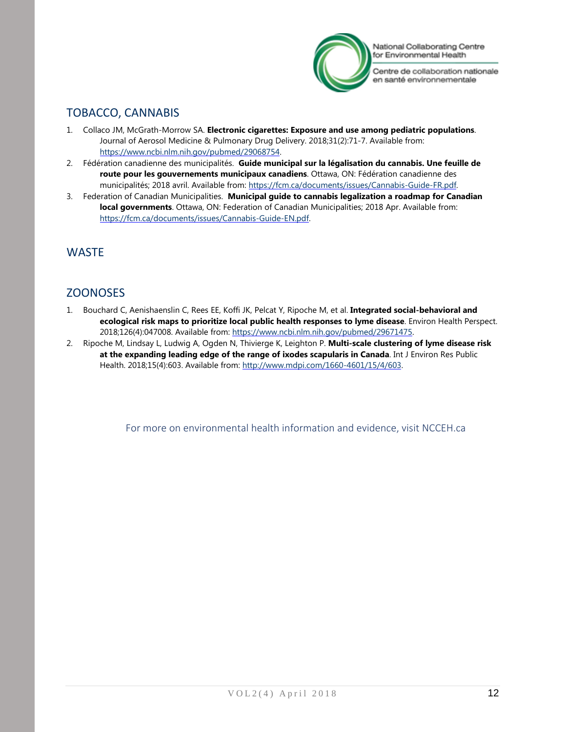## TOBACCO, CANNABIS

1. Collaco JM, McGrath-Morrow SA. **Electronic cigarettes: Exposure and use among pediatric populations**. Journal of Aerosol Medicine & Pulmonary Drug Delivery. 2018;31(2):71-7. Available from: https://www.ncbi.nlm.nih.gov/pubmed/29068754.
2. Fédération canadienne des municipalités. **Guide municipal sur la légalisation du cannabis. Une feuille de route pour les gouvernements municipaux canadiens**. Ottawa, ON: Fédération canadienne des municipalités; 2018 avril. Available from: https://fcm.ca/documents/issues/Cannabis-Guide-FR.pdf.
3. Federation of Canadian Municipalities. **Municipal guide to cannabis legalization a roadmap for Canadian local governments**. Ottawa, ON: Federation of Canadian Municipalities; 2018 Apr. Available from: https://fcm.ca/documents/issues/Cannabis-Guide-EN.pdf.

## WASTE

## ZOONOSES

1. Bouchard C, Aenishaenslin C, Rees EE, Koffi JK, Pelcat Y, Ripoche M, et al. **Integrated social-behavioral and ecological risk maps to prioritize local public health responses to lyme disease**. Environ Health Perspect. 2018;126(4):047008. Available from: https://www.ncbi.nlm.nih.gov/pubmed/29671475.
2. Ripoche M, Lindsay L, Ludwig A, Ogden N, Thivierge K, Leighton P. **Multi-scale clustering of lyme disease risk at the expanding leading edge of the range of ixodes scapularis in Canada**. Int J Environ Res Public Health. 2018;15(4):603. Available from: http://www.mdpi.com/1660-4601/15/4/603.

For more on environmental health information and evidence, visit NCCEH.ca